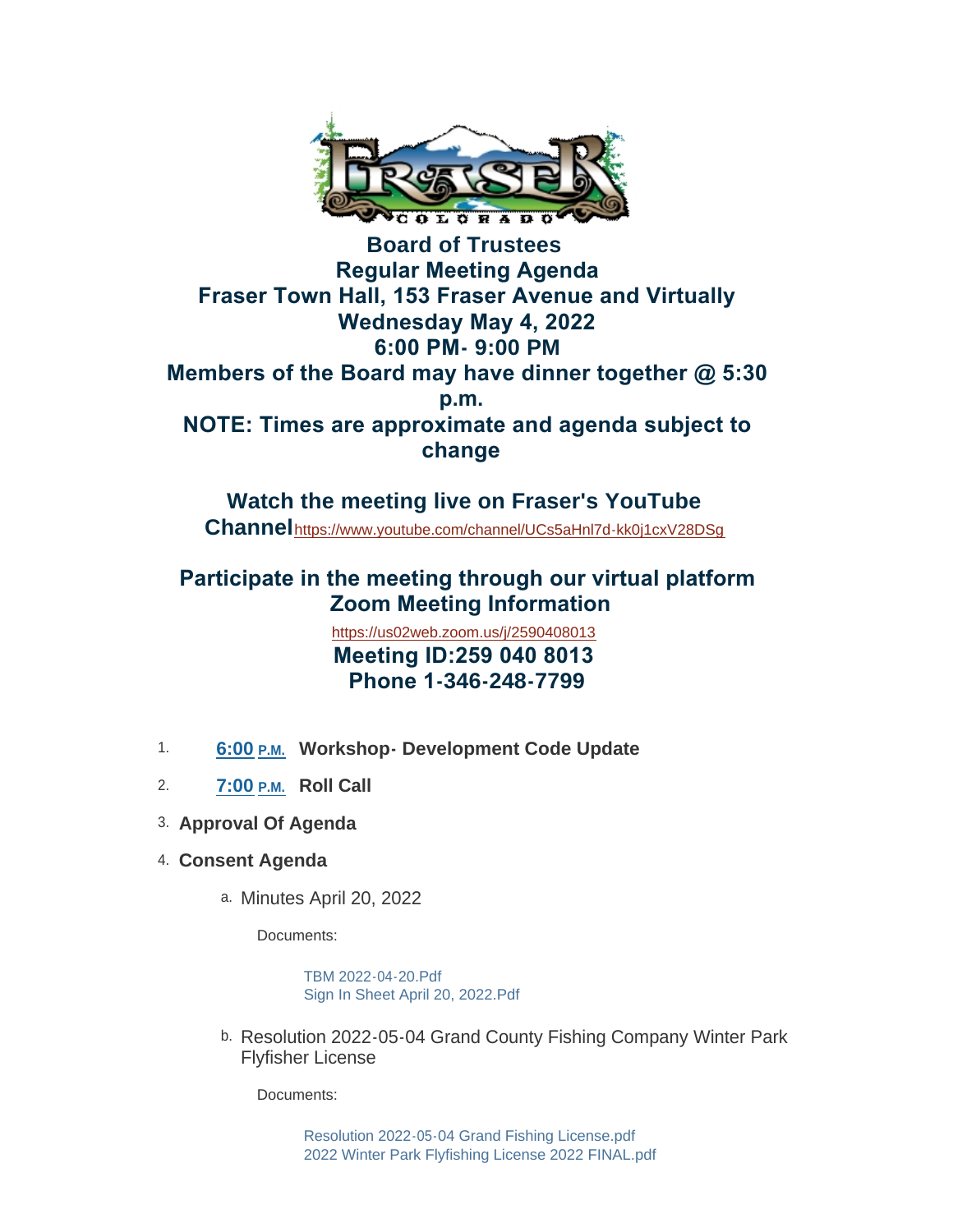# Board of Trustees
## Regular Meeting Agenda
## Fraser Town Hall, 153 Fraser Avenue and Virtually
## Wednesday May 4, 2022
## 6:00 PM- 9:00 PM
## Members of the Board may have dinner together @ 5:30 p.m.
## NOTE: Times are approximate and agenda subject to change

**Watch the meeting live on Fraser's YouTube Channel** https://www.youtube.com/channel/UCs5aHnl7d-kk0j1cxV28DSg

**Participate in the meeting through our virtual platform Zoom Meeting Information**

https://us02web.zoom.us/j/2590408013

**Meeting ID:259 040 8013**

**Phone 1-346-248-7799**

1. **6:00 P.M. Workshop- Development Code Update**
2. **7:00 P.M. Roll Call**
3. **Approval Of Agenda**
4. **Consent Agenda**
   a. Minutes April 20, 2022

      Documents:

      TBM 2022-04-20.Pdf
      Sign In Sheet April 20, 2022.Pdf

   b. Resolution 2022-05-04 Grand County Fishing Company Winter Park Flyfisher License

      Documents:

      Resolution 2022-05-04 Grand Fishing License.pdf
      2022 Winter Park Flyfishing License 2022 FINAL.pdf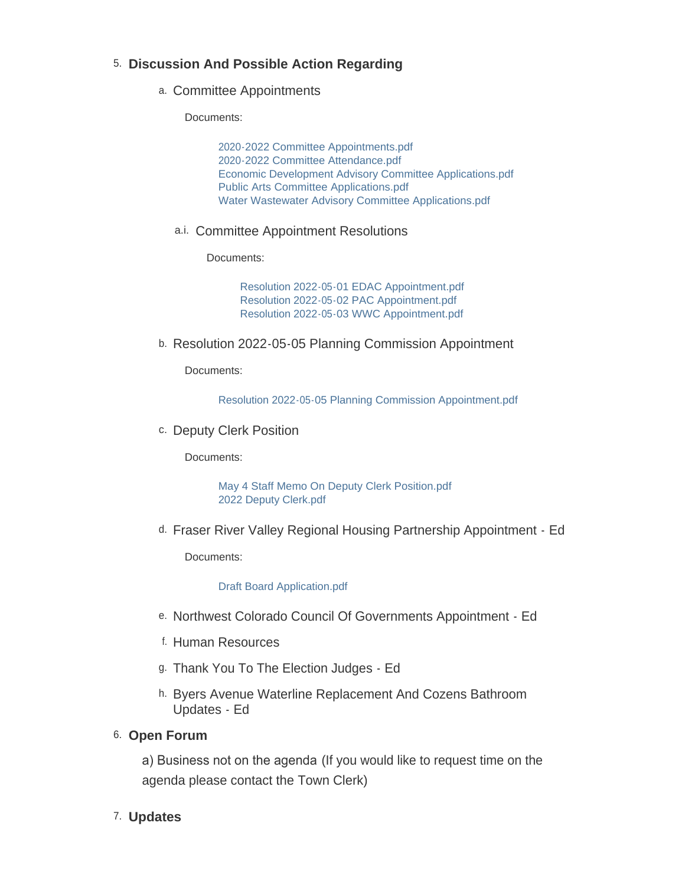5. **Discussion And Possible Action Regarding**

   a. Committee Appointments

      Documents:

      - 2020-2022 Committee Appointments.pdf
      - 2020-2022 Committee Attendance.pdf
      - Economic Development Advisory Committee Applications.pdf
      - Public Arts Committee Applications.pdf
      - Water Wastewater Advisory Committee Applications.pdf

   a.i. Committee Appointment Resolutions

      Documents:

      - Resolution 2022-05-01 EDAC Appointment.pdf
      - Resolution 2022-05-02 PAC Appointment.pdf
      - Resolution 2022-05-03 WWC Appointment.pdf

   b. Resolution 2022-05-05 Planning Commission Appointment

      Documents:

      - Resolution 2022-05-05 Planning Commission Appointment.pdf

   c. Deputy Clerk Position

      Documents:

      - May 4 Staff Memo On Deputy Clerk Position.pdf
      - 2022 Deputy Clerk.pdf

   d. Fraser River Valley Regional Housing Partnership Appointment - Ed

      Documents:

      - Draft Board Application.pdf

   e. Northwest Colorado Council Of Governments Appointment - Ed

   f. Human Resources

   g. Thank You To The Election Judges - Ed

   h. Byers Avenue Waterline Replacement And Cozens Bathroom Updates - Ed

6. **Open Forum**

   a) Business not on the agenda (If you would like to request time on the agenda please contact the Town Clerk)

7. **Updates**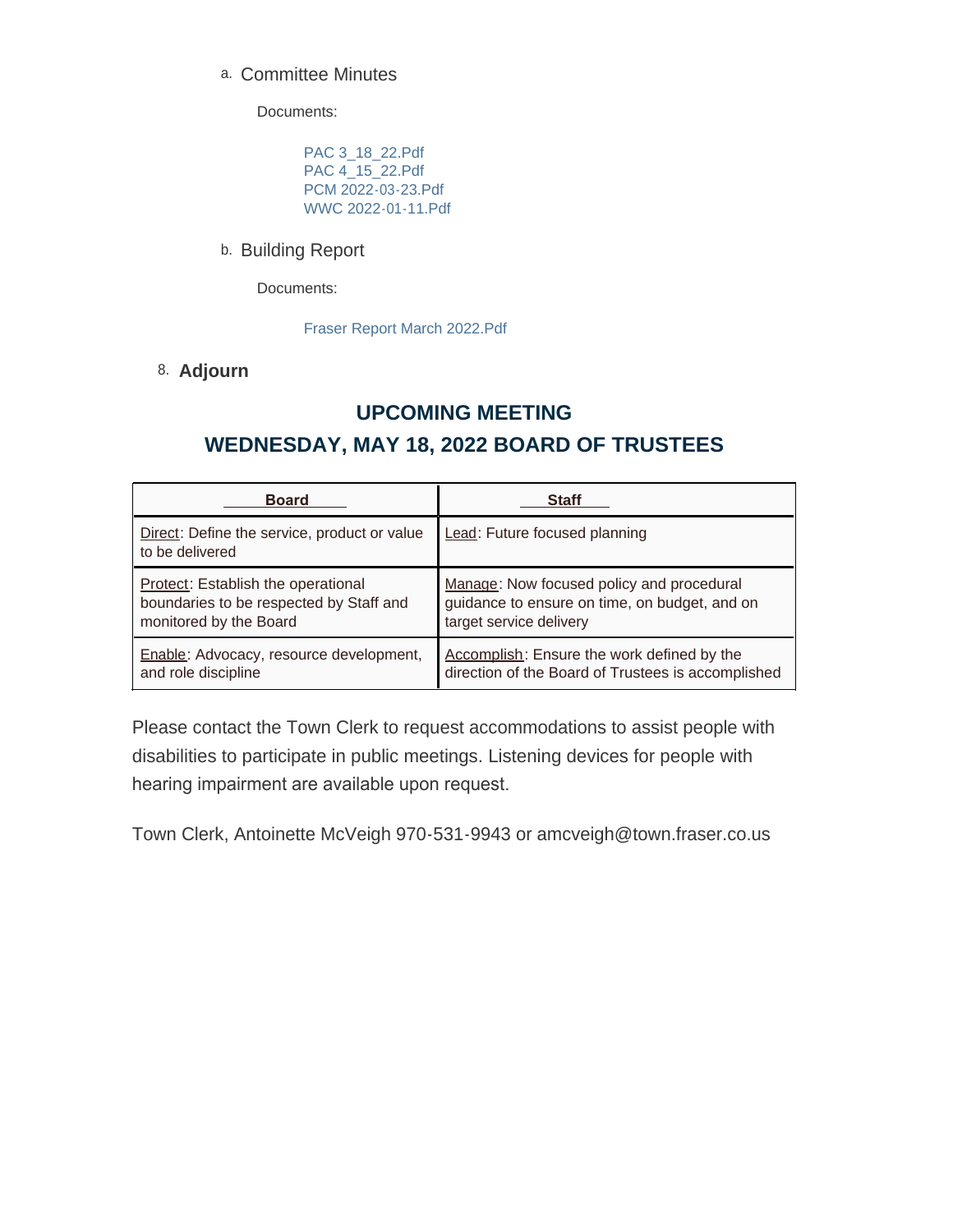a. Committee Minutes

Documents:

PAC 3_18_22.Pdf
PAC 4_15_22.Pdf
PCM 2022-03-23.Pdf
WWC 2022-01-11.Pdf

b. Building Report

Documents:

Fraser Report March 2022.Pdf

8. **Adjourn**

## UPCOMING MEETING

## WEDNESDAY, MAY 18, 2022 BOARD OF TRUSTEES

| Board | Staff |
|---|---|
| Direct: Define the service, product or value to be delivered | Lead: Future focused planning |
| Protect: Establish the operational boundaries to be respected by Staff and monitored by the Board | Manage: Now focused policy and procedural guidance to ensure on time, on budget, and on target service delivery |
| Enable: Advocacy, resource development, and role discipline | Accomplish: Ensure the work defined by the direction of the Board of Trustees is accomplished |

Please contact the Town Clerk to request accommodations to assist people with disabilities to participate in public meetings. Listening devices for people with hearing impairment are available upon request.

Town Clerk, Antoinette McVeigh 970-531-9943 or amcveigh@town.fraser.co.us